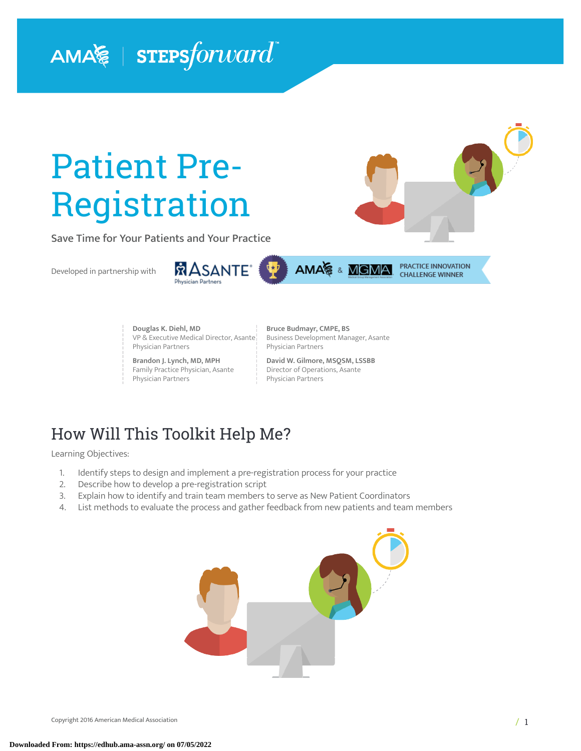AMA | STEPSforward™

# Patient Pre-Registration

Save Time for Your Patients and Your Practice

Developed in partnership with Asante Physician Partners

AMA & MGMA PRACTICE INNOVATION CHALLENGE WINNER

**Douglas K. Diehl, MD**
VP & Executive Medical Director, Asante Physician Partners

**Brandon J. Lynch, MD, MPH**
Family Practice Physician, Asante Physician Partners

**Bruce Budmayr, CMPE, BS**
Business Development Manager, Asante Physician Partners

**David W. Gilmore, MSQSM, LSSBB**
Director of Operations, Asante Physician Partners

## How Will This Toolkit Help Me?

Learning Objectives:

1. Identify steps to design and implement a pre-registration process for your practice
2. Describe how to develop a pre-registration script
3. Explain how to identify and train team members to serve as New Patient Coordinators
4. List methods to evaluate the process and gather feedback from new patients and team members

Copyright 2016 American Medical Association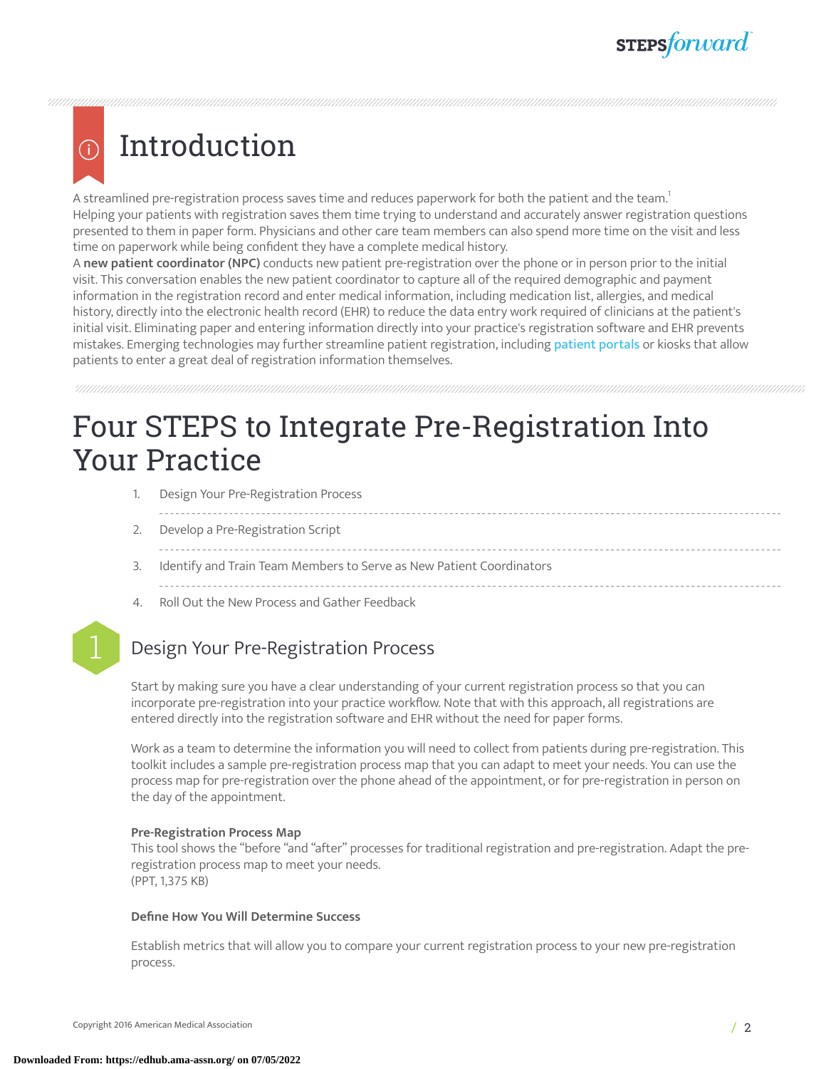# Introduction

A streamlined pre-registration process saves time and reduces paperwork for both the patient and the team.[1] Helping your patients with registration saves them time trying to understand and accurately answer registration questions presented to them in paper form. Physicians and other care team members can also spend more time on the visit and less time on paperwork while being confident they have a complete medical history.

A **new patient coordinator (NPC)** conducts new patient pre-registration over the phone or in person prior to the initial visit. This conversation enables the new patient coordinator to capture all of the required demographic and payment information in the registration record and enter medical information, including medication list, allergies, and medical history, directly into the electronic health record (EHR) to reduce the data entry work required of clinicians at the patient's initial visit. Eliminating paper and entering information directly into your practice's registration software and EHR prevents mistakes. Emerging technologies may further streamline patient registration, including patient portals or kiosks that allow patients to enter a great deal of registration information themselves.

# Four STEPS to Integrate Pre-Registration Into Your Practice

1. Design Your Pre-Registration Process
2. Develop a Pre-Registration Script
3. Identify and Train Team Members to Serve as New Patient Coordinators
4. Roll Out the New Process and Gather Feedback

## 1 Design Your Pre-Registration Process

Start by making sure you have a clear understanding of your current registration process so that you can incorporate pre-registration into your practice workflow. Note that with this approach, all registrations are entered directly into the registration software and EHR without the need for paper forms.

Work as a team to determine the information you will need to collect from patients during pre-registration. This toolkit includes a sample pre-registration process map that you can adapt to meet your needs. You can use the process map for pre-registration over the phone ahead of the appointment, or for pre-registration in person on the day of the appointment.

**Pre-Registration Process Map**
This tool shows the "before "and "after" processes for traditional registration and pre-registration. Adapt the pre-registration process map to meet your needs.
(PPT, 1,375 KB)

**Define How You Will Determine Success**

Establish metrics that will allow you to compare your current registration process to your new pre-registration process.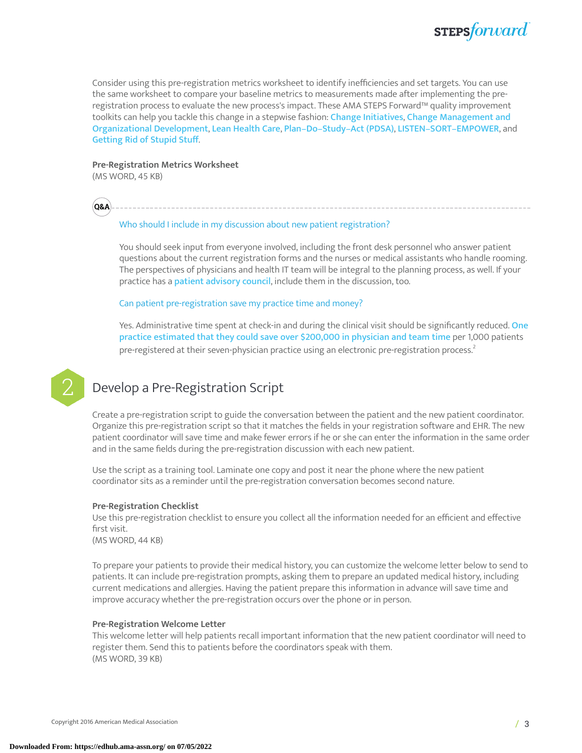Consider using this pre-registration metrics worksheet to identify inefficiencies and set targets. You can use the same worksheet to compare your baseline metrics to measurements made after implementing the pre-registration process to evaluate the new process's impact. These AMA STEPS Forward™ quality improvement toolkits can help you tackle this change in a stepwise fashion: Change Initiatives, Change Management and Organizational Development, Lean Health Care, Plan–Do–Study–Act (PDSA), LISTEN–SORT–EMPOWER, and Getting Rid of Stupid Stuff.

**Pre-Registration Metrics Worksheet**
(MS WORD, 45 KB)

**Q&A**

Who should I include in my discussion about new patient registration?

You should seek input from everyone involved, including the front desk personnel who answer patient questions about the current registration forms and the nurses or medical assistants who handle rooming. The perspectives of physicians and health IT team will be integral to the planning process, as well. If your practice has a patient advisory council, include them in the discussion, too.

Can patient pre-registration save my practice time and money?

Yes. Administrative time spent at check-in and during the clinical visit should be significantly reduced. One practice estimated that they could save over $200,000 in physician and team time per 1,000 patients pre-registered at their seven-physician practice using an electronic pre-registration process.[2]

## 2 Develop a Pre-Registration Script

Create a pre-registration script to guide the conversation between the patient and the new patient coordinator. Organize this pre-registration script so that it matches the fields in your registration software and EHR. The new patient coordinator will save time and make fewer errors if he or she can enter the information in the same order and in the same fields during the pre-registration discussion with each new patient.

Use the script as a training tool. Laminate one copy and post it near the phone where the new patient coordinator sits as a reminder until the pre-registration conversation becomes second nature.

**Pre-Registration Checklist**
Use this pre-registration checklist to ensure you collect all the information needed for an efficient and effective first visit.
(MS WORD, 44 KB)

To prepare your patients to provide their medical history, you can customize the welcome letter below to send to patients. It can include pre-registration prompts, asking them to prepare an updated medical history, including current medications and allergies. Having the patient prepare this information in advance will save time and improve accuracy whether the pre-registration occurs over the phone or in person.

**Pre-Registration Welcome Letter**
This welcome letter will help patients recall important information that the new patient coordinator will need to register them. Send this to patients before the coordinators speak with them.
(MS WORD, 39 KB)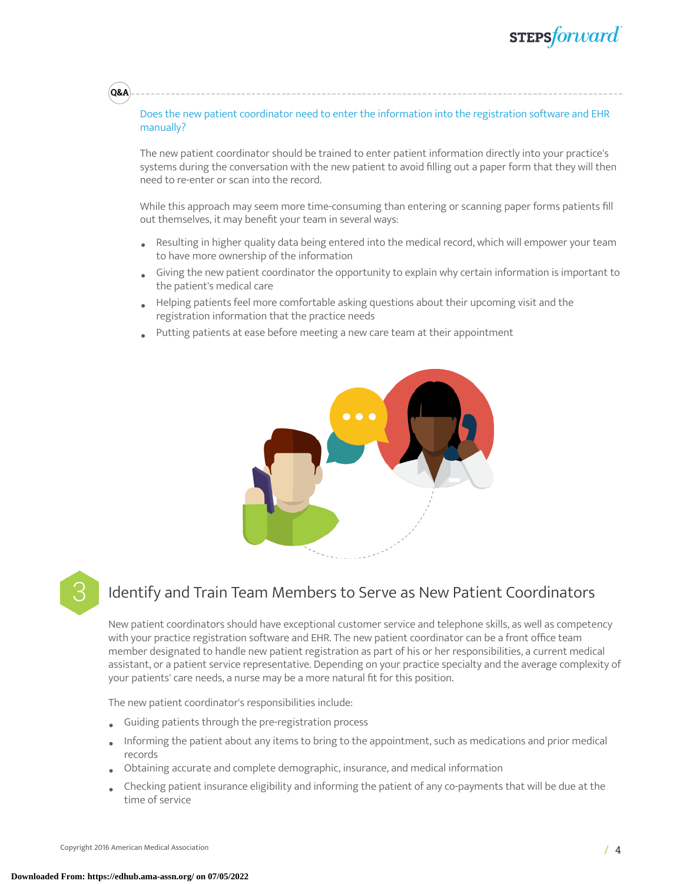Q&A

**Does the new patient coordinator need to enter the information into the registration software and EHR manually?**

The new patient coordinator should be trained to enter patient information directly into your practice's systems during the conversation with the new patient to avoid filling out a paper form that they will then need to re-enter or scan into the record.

While this approach may seem more time-consuming than entering or scanning paper forms patients fill out themselves, it may benefit your team in several ways:

- Resulting in higher quality data being entered into the medical record, which will empower your team to have more ownership of the information
- Giving the new patient coordinator the opportunity to explain why certain information is important to the patient's medical care
- Helping patients feel more comfortable asking questions about their upcoming visit and the registration information that the practice needs
- Putting patients at ease before meeting a new care team at their appointment

## 3 Identify and Train Team Members to Serve as New Patient Coordinators

New patient coordinators should have exceptional customer service and telephone skills, as well as competency with your practice registration software and EHR. The new patient coordinator can be a front office team member designated to handle new patient registration as part of his or her responsibilities, a current medical assistant, or a patient service representative. Depending on your practice specialty and the average complexity of your patients' care needs, a nurse may be a more natural fit for this position.

The new patient coordinator's responsibilities include:

- Guiding patients through the pre-registration process
- Informing the patient about any items to bring to the appointment, such as medications and prior medical records
- Obtaining accurate and complete demographic, insurance, and medical information
- Checking patient insurance eligibility and informing the patient of any co-payments that will be due at the time of service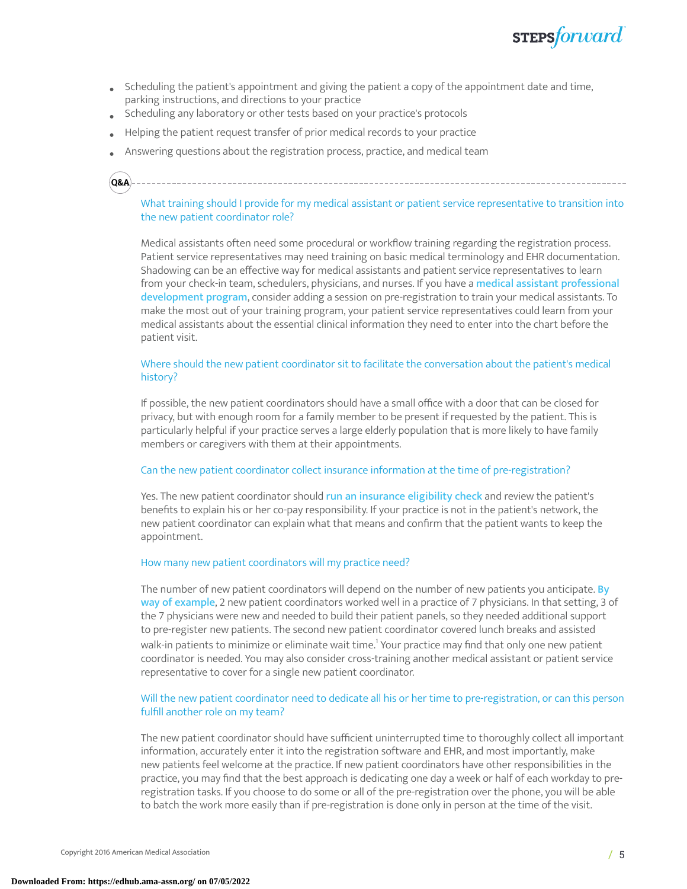- Scheduling the patient's appointment and giving the patient a copy of the appointment date and time, parking instructions, and directions to your practice
- Scheduling any laboratory or other tests based on your practice's protocols
- Helping the patient request transfer of prior medical records to your practice
- Answering questions about the registration process, practice, and medical team

**Q&A**

### What training should I provide for my medical assistant or patient service representative to transition into the new patient coordinator role?

Medical assistants often need some procedural or workflow training regarding the registration process. Patient service representatives may need training on basic medical terminology and EHR documentation. Shadowing can be an effective way for medical assistants and patient service representatives to learn from your check-in team, schedulers, physicians, and nurses. If you have a **medical assistant professional development program**, consider adding a session on pre-registration to train your medical assistants. To make the most out of your training program, your patient service representatives could learn from your medical assistants about the essential clinical information they need to enter into the chart before the patient visit.

### Where should the new patient coordinator sit to facilitate the conversation about the patient's medical history?

If possible, the new patient coordinators should have a small office with a door that can be closed for privacy, but with enough room for a family member to be present if requested by the patient. This is particularly helpful if your practice serves a large elderly population that is more likely to have family members or caregivers with them at their appointments.

### Can the new patient coordinator collect insurance information at the time of pre-registration?

Yes. The new patient coordinator should **run an insurance eligibility check** and review the patient's benefits to explain his or her co-pay responsibility. If your practice is not in the patient's network, the new patient coordinator can explain what that means and confirm that the patient wants to keep the appointment.

### How many new patient coordinators will my practice need?

The number of new patient coordinators will depend on the number of new patients you anticipate. **By way of example**, 2 new patient coordinators worked well in a practice of 7 physicians. In that setting, 3 of the 7 physicians were new and needed to build their patient panels, so they needed additional support to pre-register new patients. The second new patient coordinator covered lunch breaks and assisted walk-in patients to minimize or eliminate wait time.[1] Your practice may find that only one new patient coordinator is needed. You may also consider cross-training another medical assistant or patient service representative to cover for a single new patient coordinator.

### Will the new patient coordinator need to dedicate all his or her time to pre-registration, or can this person fulfill another role on my team?

The new patient coordinator should have sufficient uninterrupted time to thoroughly collect all important information, accurately enter it into the registration software and EHR, and most importantly, make new patients feel welcome at the practice. If new patient coordinators have other responsibilities in the practice, you may find that the best approach is dedicating one day a week or half of each workday to pre-registration tasks. If you choose to do some or all of the pre-registration over the phone, you will be able to batch the work more easily than if pre-registration is done only in person at the time of the visit.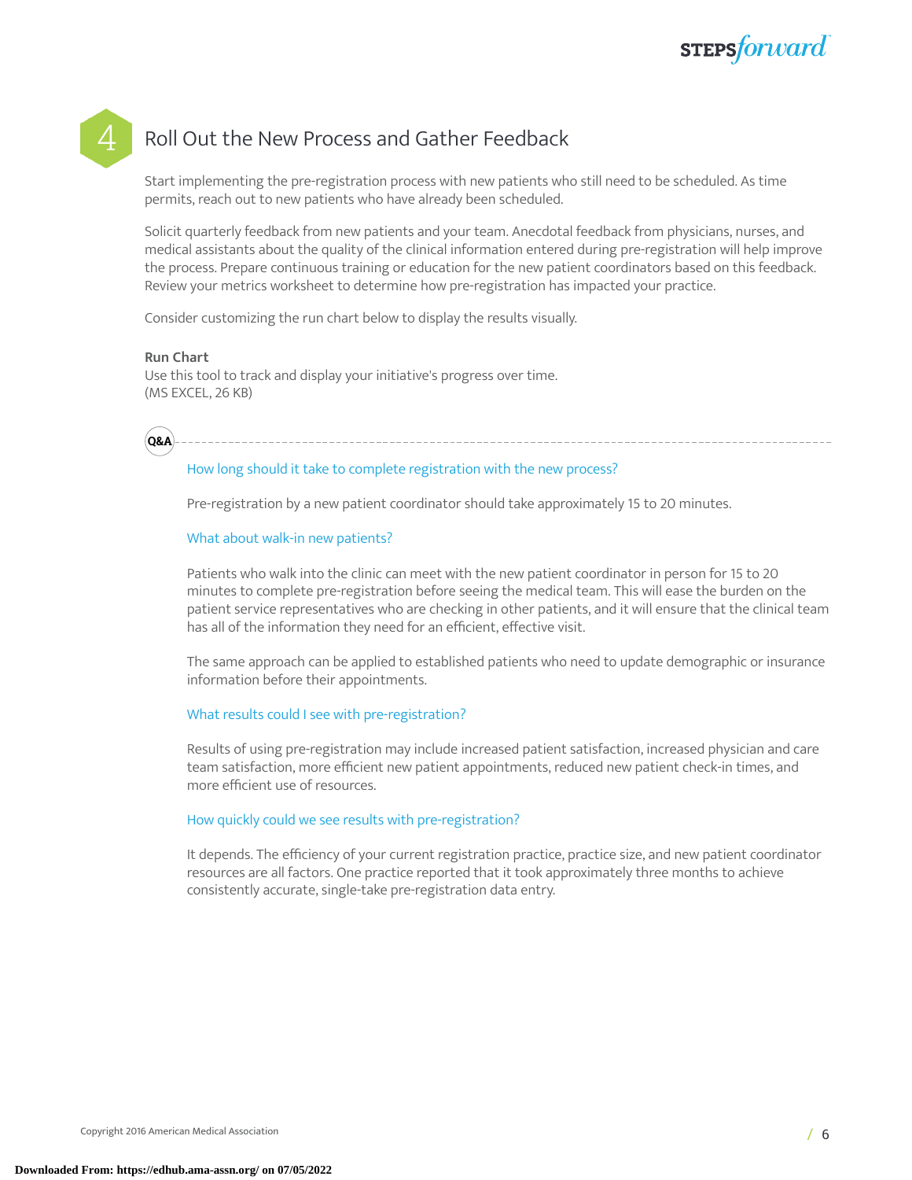# 4 Roll Out the New Process and Gather Feedback

Start implementing the pre-registration process with new patients who still need to be scheduled. As time permits, reach out to new patients who have already been scheduled.

Solicit quarterly feedback from new patients and your team. Anecdotal feedback from physicians, nurses, and medical assistants about the quality of the clinical information entered during pre-registration will help improve the process. Prepare continuous training or education for the new patient coordinators based on this feedback. Review your metrics worksheet to determine how pre-registration has impacted your practice.

Consider customizing the run chart below to display the results visually.

**Run Chart**
Use this tool to track and display your initiative's progress over time.
(MS EXCEL, 26 KB)

**Q&A**

How long should it take to complete registration with the new process?

Pre-registration by a new patient coordinator should take approximately 15 to 20 minutes.

What about walk-in new patients?

Patients who walk into the clinic can meet with the new patient coordinator in person for 15 to 20 minutes to complete pre-registration before seeing the medical team. This will ease the burden on the patient service representatives who are checking in other patients, and it will ensure that the clinical team has all of the information they need for an efficient, effective visit.

The same approach can be applied to established patients who need to update demographic or insurance information before their appointments.

What results could I see with pre-registration?

Results of using pre-registration may include increased patient satisfaction, increased physician and care team satisfaction, more efficient new patient appointments, reduced new patient check-in times, and more efficient use of resources.

How quickly could we see results with pre-registration?

It depends. The efficiency of your current registration practice, practice size, and new patient coordinator resources are all factors. One practice reported that it took approximately three months to achieve consistently accurate, single-take pre-registration data entry.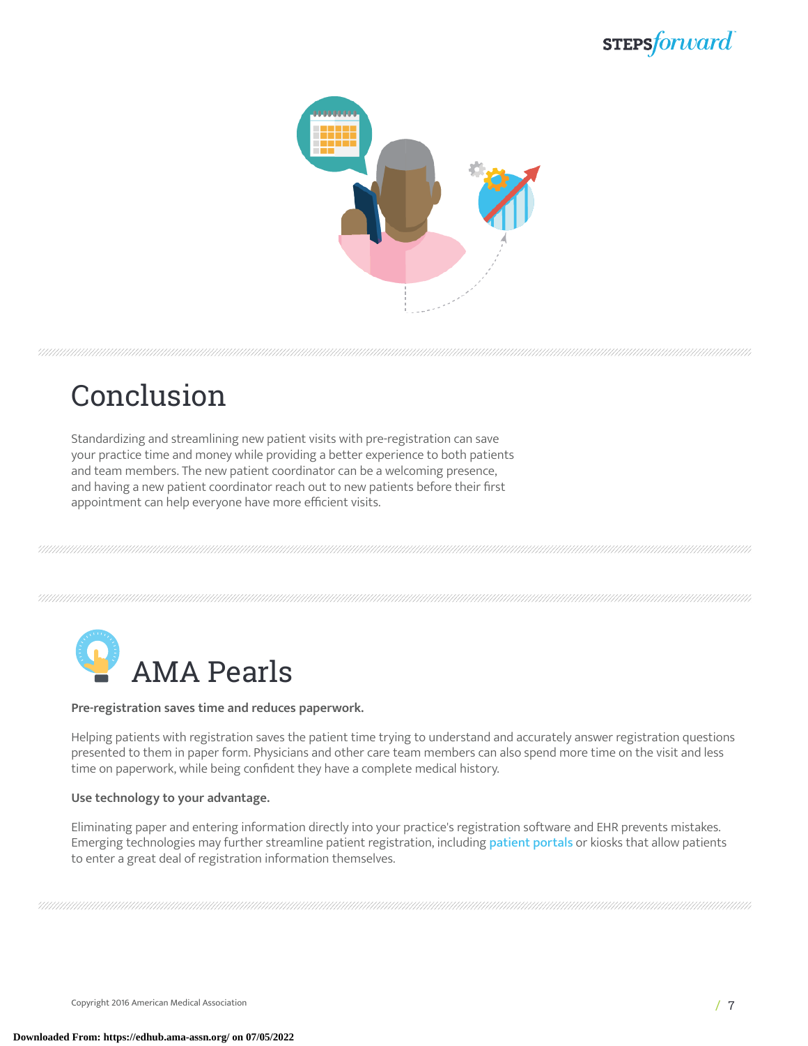# Conclusion

Standardizing and streamlining new patient visits with pre-registration can save your practice time and money while providing a better experience to both patients and team members. The new patient coordinator can be a welcoming presence, and having a new patient coordinator reach out to new patients before their first appointment can help everyone have more efficient visits.

# AMA Pearls

**Pre-registration saves time and reduces paperwork.**

Helping patients with registration saves the patient time trying to understand and accurately answer registration questions presented to them in paper form. Physicians and other care team members can also spend more time on the visit and less time on paperwork, while being confident they have a complete medical history.

**Use technology to your advantage.**

Eliminating paper and entering information directly into your practice's registration software and EHR prevents mistakes. Emerging technologies may further streamline patient registration, including patient portals or kiosks that allow patients to enter a great deal of registration information themselves.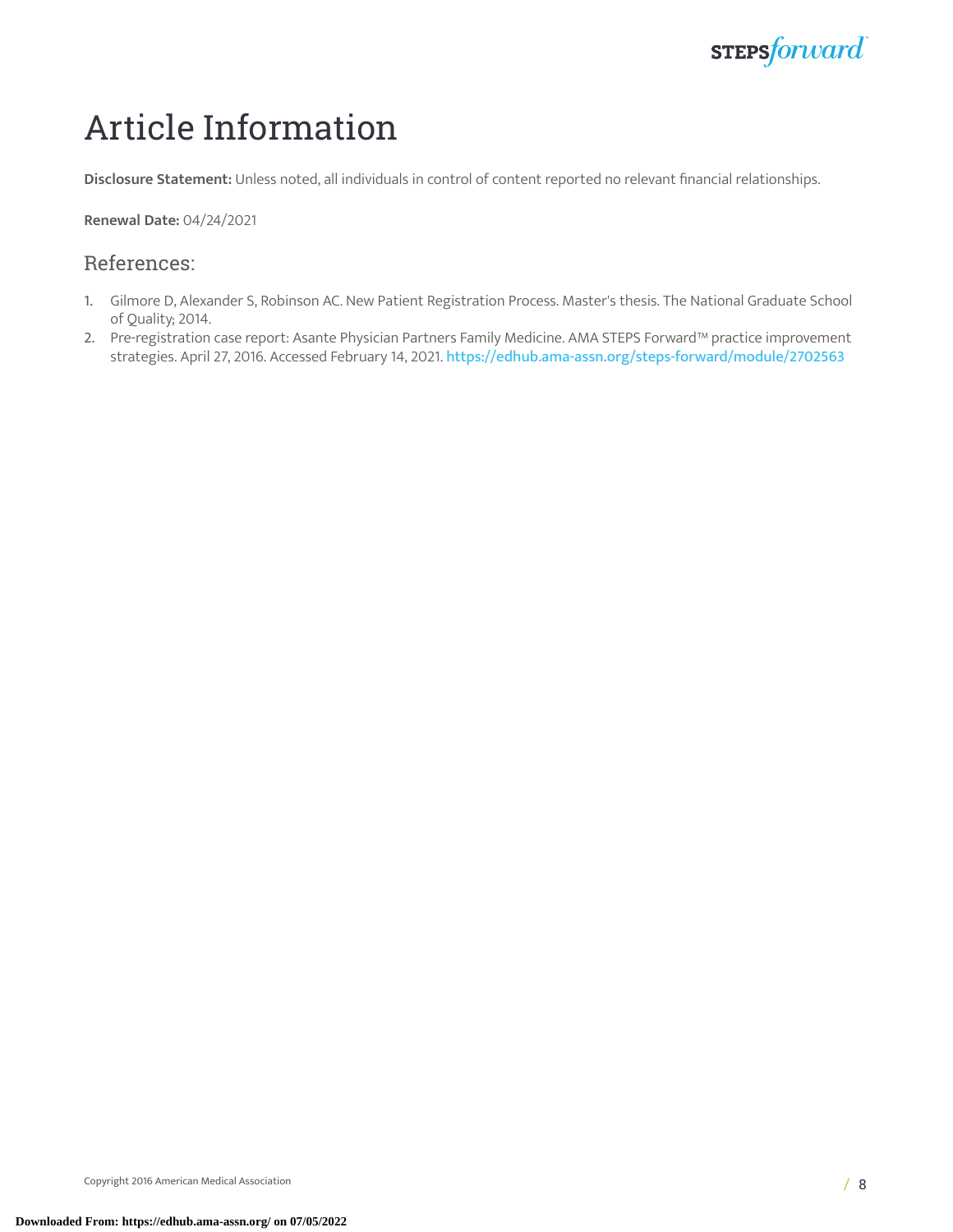# Article Information

**Disclosure Statement:** Unless noted, all individuals in control of content reported no relevant financial relationships.

**Renewal Date:** 04/24/2021

## References:

1. Gilmore D, Alexander S, Robinson AC. New Patient Registration Process. Master's thesis. The National Graduate School of Quality; 2014.
2. Pre-registration case report: Asante Physician Partners Family Medicine. AMA STEPS Forward™ practice improvement strategies. April 27, 2016. Accessed February 14, 2021. https://edhub.ama-assn.org/steps-forward/module/2702563